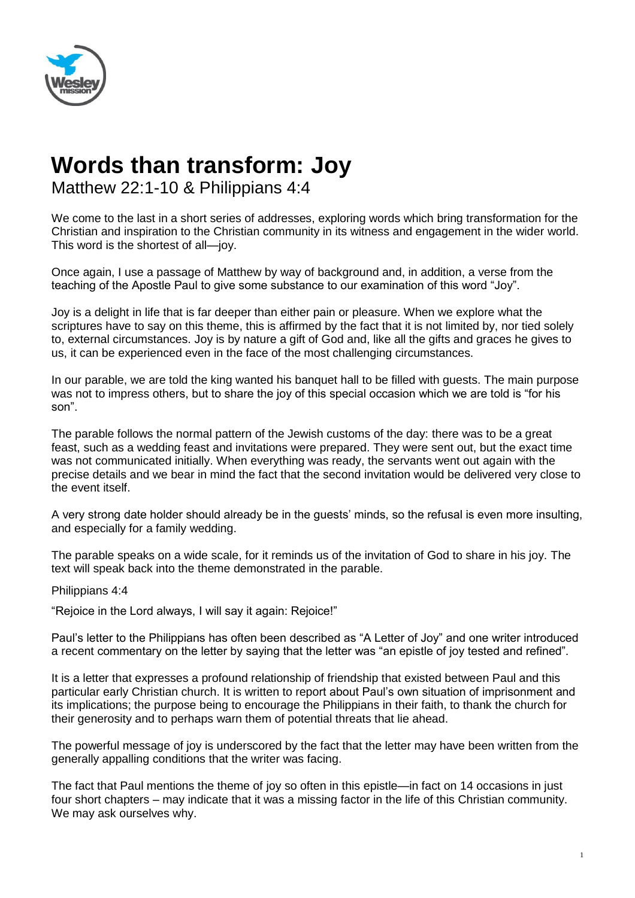# Words than transform: Joy

Matthew 22:1-10 & Philippians 4:4

We come to the last in a short series of addresses, exploring words which bring transformation for the Christian and inspiration to the Christian community in its witness and engagement in the wider world. This word is the shortest of all—joy.

Once again, I use a passage of Matthew by way of background and, in addition, a verse from the teaching of the Apostle Paul to give some substance to our examination of this word "Joy".

Joy is a delight in life that is far deeper than either pain or pleasure. When we explore what the scriptures have to say on this theme, this is affirmed by the fact that it is not limited by, nor tied solely to, external circumstances. Joy is by nature a gift of God and, like all the gifts and graces he gives to us, it can be experienced even in the face of the most challenging circumstances.

In our parable, we are told the king wanted his banquet hall to be filled with guests. The main purpose was not to impress others, but to share the joy of this special occasion which we are told is "for his son".

The parable follows the normal pattern of the Jewish customs of the day: there was to be a great feast, such as a wedding feast and invitations were prepared. They were sent out, but the exact time was not communicated initially. When everything was ready, the servants went out again with the precise details and we bear in mind the fact that the second invitation would be delivered very close to the event itself.

A very strong date holder should already be in the guests' minds, so the refusal is even more insulting, and especially for a family wedding.

The parable speaks on a wide scale, for it reminds us of the invitation of God to share in his joy. The text will speak back into the theme demonstrated in the parable.

Philippians 4:4

"Rejoice in the Lord always, I will say it again: Rejoice!"

Paul's letter to the Philippians has often been described as "A Letter of Joy" and one writer introduced a recent commentary on the letter by saying that the letter was "an epistle of joy tested and refined".

It is a letter that expresses a profound relationship of friendship that existed between Paul and this particular early Christian church. It is written to report about Paul's own situation of imprisonment and its implications; the purpose being to encourage the Philippians in their faith, to thank the church for their generosity and to perhaps warn them of potential threats that lie ahead.

The powerful message of joy is underscored by the fact that the letter may have been written from the generally appalling conditions that the writer was facing.

The fact that Paul mentions the theme of joy so often in this epistle—in fact on 14 occasions in just four short chapters – may indicate that it was a missing factor in the life of this Christian community. We may ask ourselves why.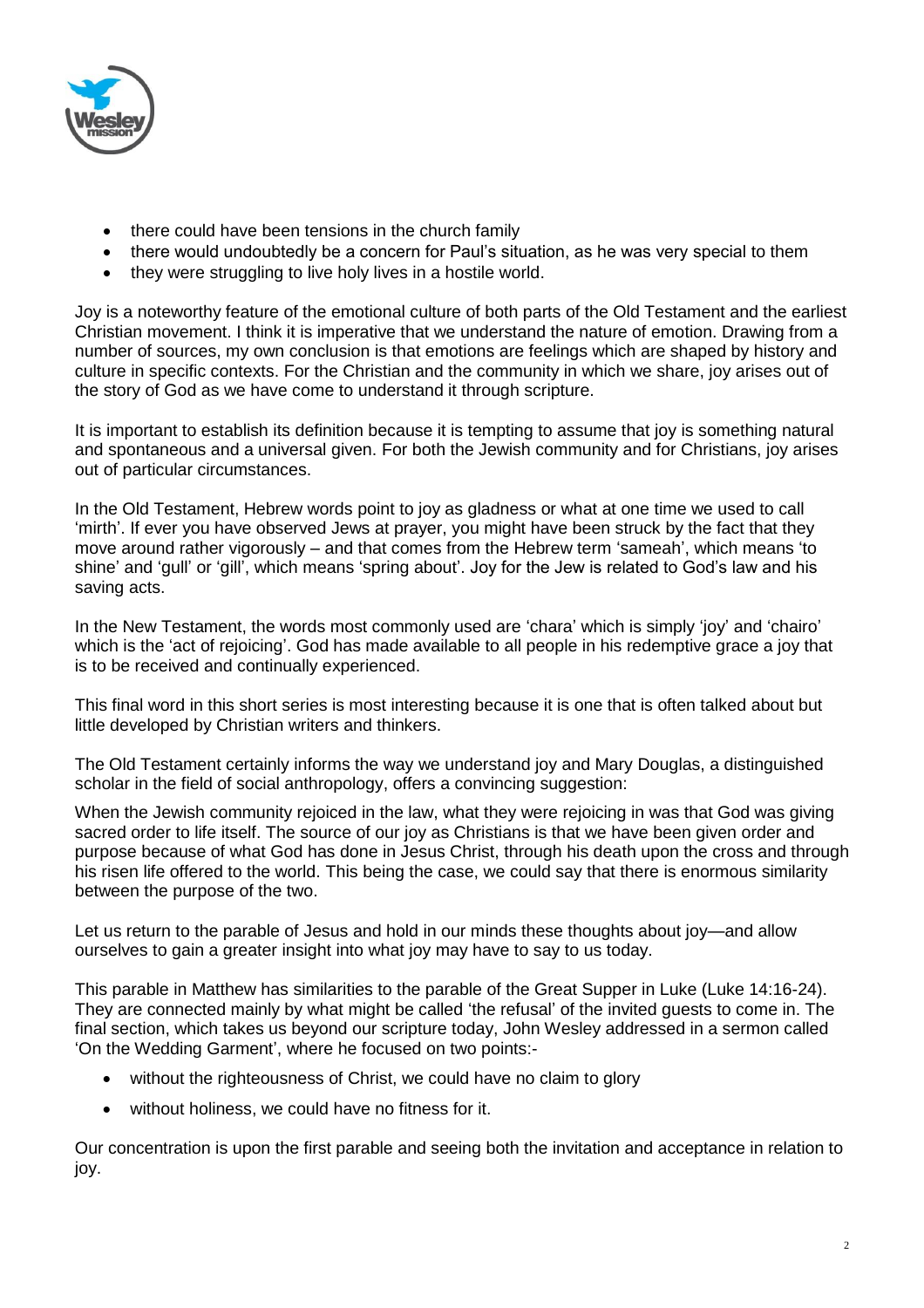- there could have been tensions in the church family
- there would undoubtedly be a concern for Paul's situation, as he was very special to them
- they were struggling to live holy lives in a hostile world.

Joy is a noteworthy feature of the emotional culture of both parts of the Old Testament and the earliest Christian movement. I think it is imperative that we understand the nature of emotion. Drawing from a number of sources, my own conclusion is that emotions are feelings which are shaped by history and culture in specific contexts. For the Christian and the community in which we share, joy arises out of the story of God as we have come to understand it through scripture.

It is important to establish its definition because it is tempting to assume that joy is something natural and spontaneous and a universal given. For both the Jewish community and for Christians, joy arises out of particular circumstances.

In the Old Testament, Hebrew words point to joy as gladness or what at one time we used to call 'mirth'. If ever you have observed Jews at prayer, you might have been struck by the fact that they move around rather vigorously – and that comes from the Hebrew term 'sameah', which means 'to shine' and 'gull' or 'gill', which means 'spring about'. Joy for the Jew is related to God's law and his saving acts.

In the New Testament, the words most commonly used are 'chara' which is simply 'joy' and 'chairo' which is the 'act of rejoicing'. God has made available to all people in his redemptive grace a joy that is to be received and continually experienced.

This final word in this short series is most interesting because it is one that is often talked about but little developed by Christian writers and thinkers.

The Old Testament certainly informs the way we understand joy and Mary Douglas, a distinguished scholar in the field of social anthropology, offers a convincing suggestion:

When the Jewish community rejoiced in the law, what they were rejoicing in was that God was giving sacred order to life itself. The source of our joy as Christians is that we have been given order and purpose because of what God has done in Jesus Christ, through his death upon the cross and through his risen life offered to the world. This being the case, we could say that there is enormous similarity between the purpose of the two.

Let us return to the parable of Jesus and hold in our minds these thoughts about joy—and allow ourselves to gain a greater insight into what joy may have to say to us today.

This parable in Matthew has similarities to the parable of the Great Supper in Luke (Luke 14:16-24). They are connected mainly by what might be called 'the refusal' of the invited guests to come in. The final section, which takes us beyond our scripture today, John Wesley addressed in a sermon called 'On the Wedding Garment', where he focused on two points:-

- without the righteousness of Christ, we could have no claim to glory
- without holiness, we could have no fitness for it.

Our concentration is upon the first parable and seeing both the invitation and acceptance in relation to joy.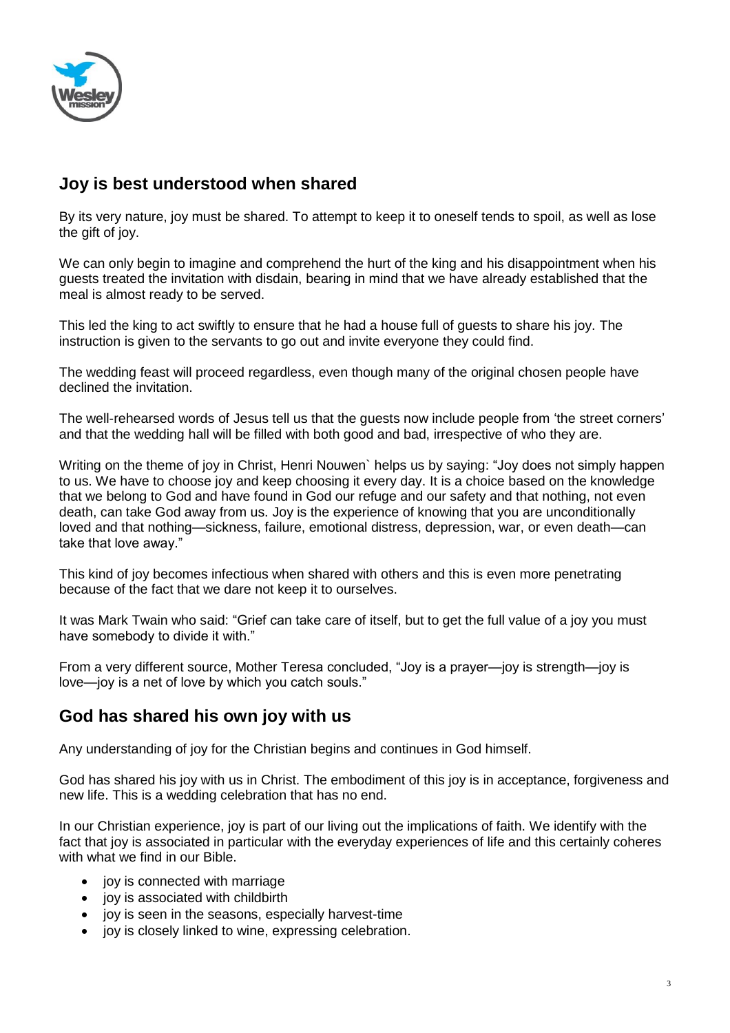## Joy is best understood when shared

By its very nature, joy must be shared. To attempt to keep it to oneself tends to spoil, as well as lose the gift of joy.

We can only begin to imagine and comprehend the hurt of the king and his disappointment when his guests treated the invitation with disdain, bearing in mind that we have already established that the meal is almost ready to be served.

This led the king to act swiftly to ensure that he had a house full of guests to share his joy. The instruction is given to the servants to go out and invite everyone they could find.

The wedding feast will proceed regardless, even though many of the original chosen people have declined the invitation.

The well-rehearsed words of Jesus tell us that the guests now include people from 'the street corners' and that the wedding hall will be filled with both good and bad, irrespective of who they are.

Writing on the theme of joy in Christ, Henri Nouwen` helps us by saying: "Joy does not simply happen to us. We have to choose joy and keep choosing it every day. It is a choice based on the knowledge that we belong to God and have found in God our refuge and our safety and that nothing, not even death, can take God away from us. Joy is the experience of knowing that you are unconditionally loved and that nothing—sickness, failure, emotional distress, depression, war, or even death—can take that love away."

This kind of joy becomes infectious when shared with others and this is even more penetrating because of the fact that we dare not keep it to ourselves.

It was Mark Twain who said: "Grief can take care of itself, but to get the full value of a joy you must have somebody to divide it with."

From a very different source, Mother Teresa concluded, "Joy is a prayer—joy is strength—joy is love—joy is a net of love by which you catch souls."

## God has shared his own joy with us

Any understanding of joy for the Christian begins and continues in God himself.

God has shared his joy with us in Christ. The embodiment of this joy is in acceptance, forgiveness and new life. This is a wedding celebration that has no end.

In our Christian experience, joy is part of our living out the implications of faith. We identify with the fact that joy is associated in particular with the everyday experiences of life and this certainly coheres with what we find in our Bible.

- joy is connected with marriage
- joy is associated with childbirth
- joy is seen in the seasons, especially harvest-time
- joy is closely linked to wine, expressing celebration.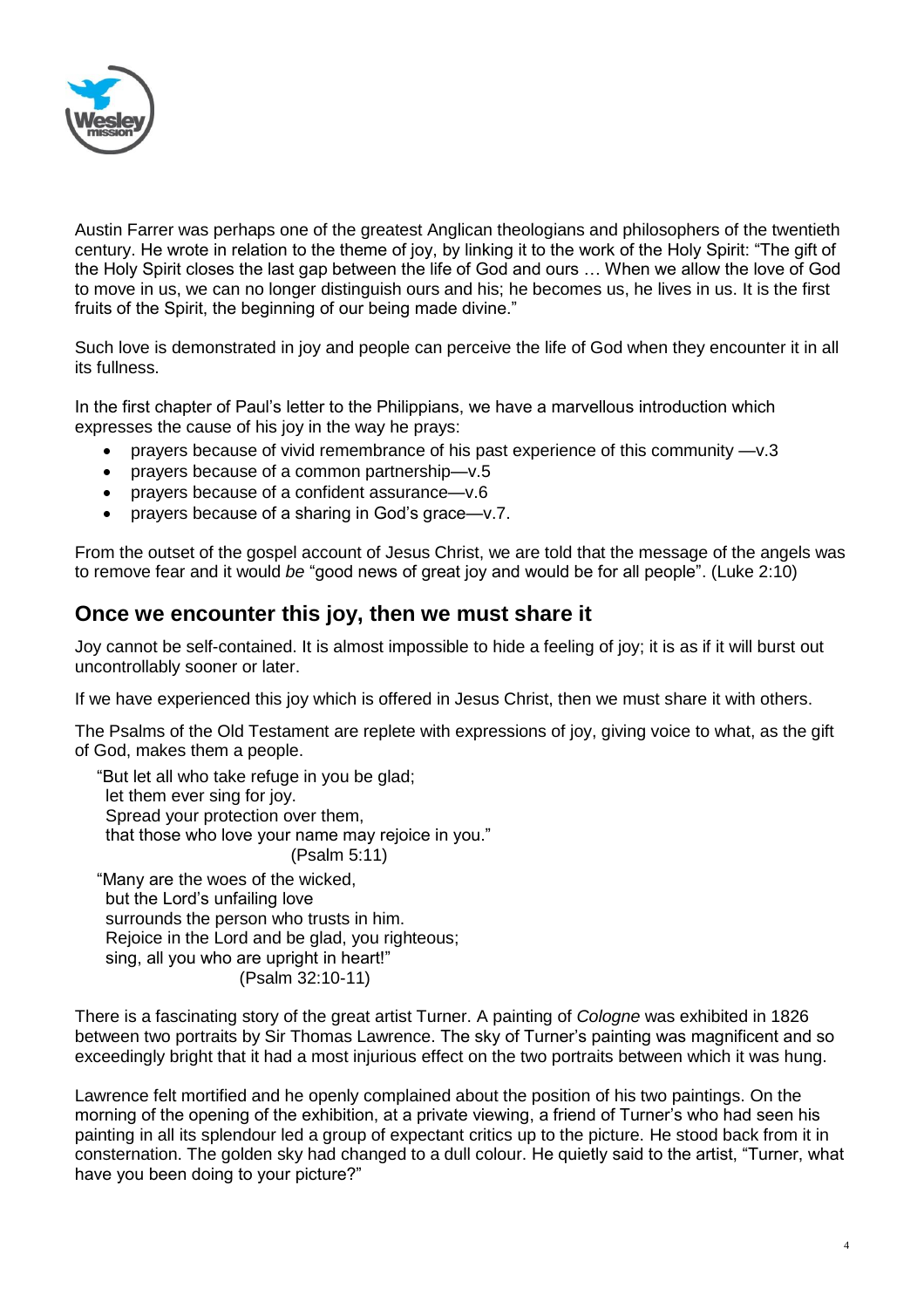Austin Farrer was perhaps one of the greatest Anglican theologians and philosophers of the twentieth century. He wrote in relation to the theme of joy, by linking it to the work of the Holy Spirit: "The gift of the Holy Spirit closes the last gap between the life of God and ours … When we allow the love of God to move in us, we can no longer distinguish ours and his; he becomes us, he lives in us. It is the first fruits of the Spirit, the beginning of our being made divine."

Such love is demonstrated in joy and people can perceive the life of God when they encounter it in all its fullness.

In the first chapter of Paul's letter to the Philippians, we have a marvellous introduction which expresses the cause of his joy in the way he prays:

- prayers because of vivid remembrance of his past experience of this community —v.3
- prayers because of a common partnership—v.5
- prayers because of a confident assurance—v.6
- prayers because of a sharing in God's grace—v.7.

From the outset of the gospel account of Jesus Christ, we are told that the message of the angels was to remove fear and it would *be* "good news of great joy and would be for all people". (Luke 2:10)

## Once we encounter this joy, then we must share it

Joy cannot be self-contained. It is almost impossible to hide a feeling of joy; it is as if it will burst out uncontrollably sooner or later.

If we have experienced this joy which is offered in Jesus Christ, then we must share it with others.

The Psalms of the Old Testament are replete with expressions of joy, giving voice to what, as the gift of God, makes them a people.

> "But let all who take refuge in you be glad;
> let them ever sing for joy.
> Spread your protection over them,
> that those who love your name may rejoice in you."
> (Psalm 5:11)
>
> "Many are the woes of the wicked,
> but the Lord's unfailing love
> surrounds the person who trusts in him.
> Rejoice in the Lord and be glad, you righteous;
> sing, all you who are upright in heart!"
> (Psalm 32:10-11)

There is a fascinating story of the great artist Turner. A painting of *Cologne* was exhibited in 1826 between two portraits by Sir Thomas Lawrence. The sky of Turner's painting was magnificent and so exceedingly bright that it had a most injurious effect on the two portraits between which it was hung.

Lawrence felt mortified and he openly complained about the position of his two paintings. On the morning of the opening of the exhibition, at a private viewing, a friend of Turner's who had seen his painting in all its splendour led a group of expectant critics up to the picture. He stood back from it in consternation. The golden sky had changed to a dull colour. He quietly said to the artist, "Turner, what have you been doing to your picture?"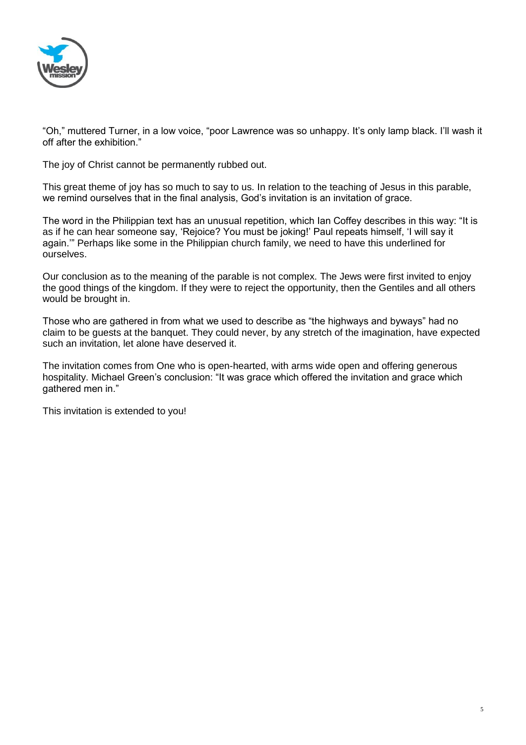"Oh," muttered Turner, in a low voice, "poor Lawrence was so unhappy. It's only lamp black. I'll wash it off after the exhibition."

The joy of Christ cannot be permanently rubbed out.

This great theme of joy has so much to say to us. In relation to the teaching of Jesus in this parable, we remind ourselves that in the final analysis, God's invitation is an invitation of grace.

The word in the Philippian text has an unusual repetition, which Ian Coffey describes in this way: "It is as if he can hear someone say, 'Rejoice? You must be joking!' Paul repeats himself, 'I will say it again.'" Perhaps like some in the Philippian church family, we need to have this underlined for ourselves.

Our conclusion as to the meaning of the parable is not complex. The Jews were first invited to enjoy the good things of the kingdom. If they were to reject the opportunity, then the Gentiles and all others would be brought in.

Those who are gathered in from what we used to describe as "the highways and byways" had no claim to be guests at the banquet. They could never, by any stretch of the imagination, have expected such an invitation, let alone have deserved it.

The invitation comes from One who is open-hearted, with arms wide open and offering generous hospitality. Michael Green's conclusion: "It was grace which offered the invitation and grace which gathered men in."

This invitation is extended to you!